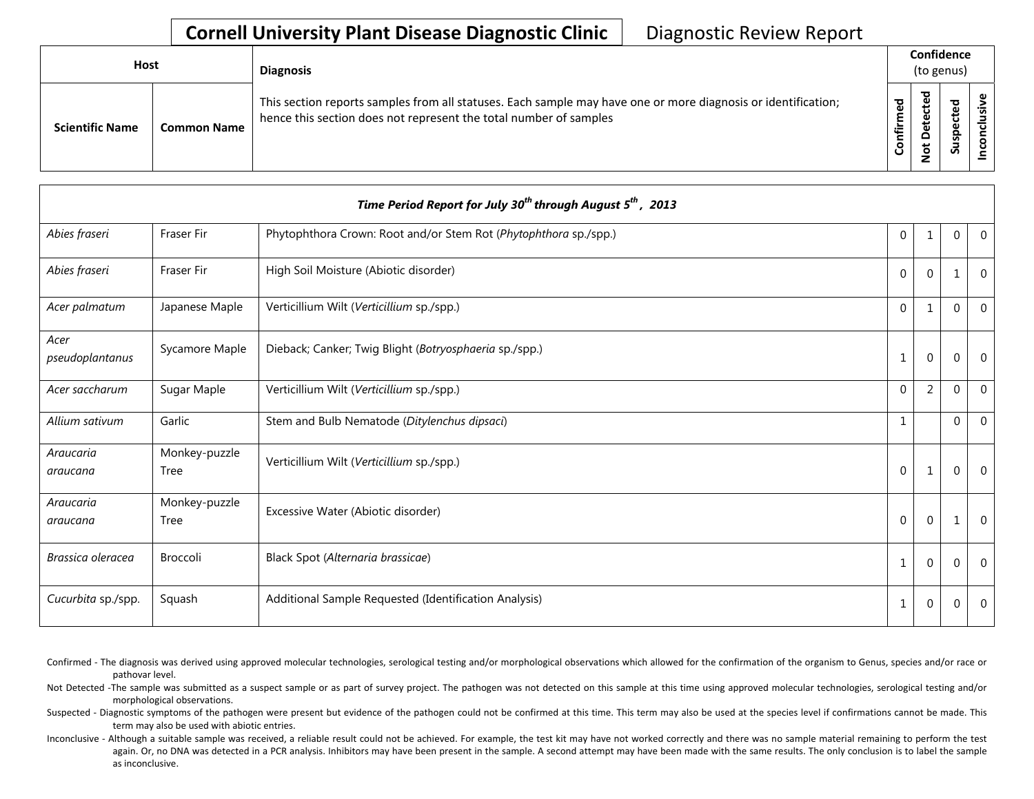# Cornell University Plant Disease Diagnostic Clinic

Diagnostic Review Report

| Host | | Diagnosis | Confidence (to genus) | | | |
|---|---|---|---|---|---|---|
| Scientific Name | Common Name | This section reports samples from all statuses. Each sample may have one or more diagnosis or identification; hence this section does not represent the total number of samples | Confirmed | Not Detected | Suspected | Inconclusive |

| *Time Period Report for July 30th through August 5th, 2013* | | | | | | |
|---|---|---|---|---|---|---|
| *Abies fraseri* | Fraser Fir | Phytophthora Crown: Root and/or Stem Rot (*Phytophthora* sp./spp.) | 0 | 1 | 0 | 0 |
| *Abies fraseri* | Fraser Fir | High Soil Moisture (Abiotic disorder) | 0 | 0 | 1 | 0 |
| *Acer palmatum* | Japanese Maple | Verticillium Wilt (*Verticillium* sp./spp.) | 0 | 1 | 0 | 0 |
| *Acer pseudoplantanus* | Sycamore Maple | Dieback; Canker; Twig Blight (*Botryosphaeria* sp./spp.) | 1 | 0 | 0 | 0 |
| *Acer saccharum* | Sugar Maple | Verticillium Wilt (*Verticillium* sp./spp.) | 0 | 2 | 0 | 0 |
| *Allium sativum* | Garlic | Stem and Bulb Nematode (*Ditylenchus dipsaci*) | 1 | | 0 | 0 |
| *Araucaria araucana* | Monkey-puzzle Tree | Verticillium Wilt (*Verticillium* sp./spp.) | 0 | 1 | 0 | 0 |
| *Araucaria araucana* | Monkey-puzzle Tree | Excessive Water (Abiotic disorder) | 0 | 0 | 1 | 0 |
| *Brassica oleracea* | Broccoli | Black Spot (*Alternaria brassicae*) | 1 | 0 | 0 | 0 |
| *Cucurbita* sp./spp. | Squash | Additional Sample Requested (Identification Analysis) | 1 | 0 | 0 | 0 |

Confirmed - The diagnosis was derived using approved molecular technologies, serological testing and/or morphological observations which allowed for the confirmation of the organism to Genus, species and/or race or pathovar level.

Not Detected -The sample was submitted as a suspect sample or as part of survey project. The pathogen was not detected on this sample at this time using approved molecular technologies, serological testing and/or morphological observations.

Suspected - Diagnostic symptoms of the pathogen were present but evidence of the pathogen could not be confirmed at this time. This term may also be used at the species level if confirmations cannot be made. This term may also be used with abiotic entries.

Inconclusive - Although a suitable sample was received, a reliable result could not be achieved. For example, the test kit may have not worked correctly and there was no sample material remaining to perform the test again. Or, no DNA was detected in a PCR analysis. Inhibitors may have been present in the sample. A second attempt may have been made with the same results. The only conclusion is to label the sample as inconclusive.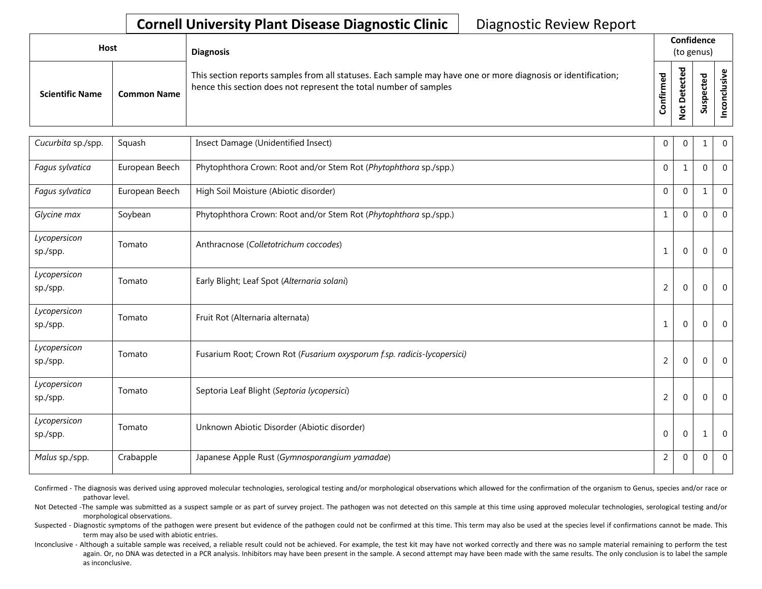# Cornell University Plant Disease Diagnostic Clinic

Diagnostic Review Report

| Host | | Diagnosis | Confidence (to genus) | | | |
|---|---|---|---|---|---|---|
| Scientific Name | Common Name | This section reports samples from all statuses. Each sample may have one or more diagnosis or identification; hence this section does not represent the total number of samples | Confirmed | Not Detected | Suspected | Inconclusive |
| *Cucurbita* sp./spp. | Squash | Insect Damage (Unidentified Insect) | 0 | 0 | 1 | 0 |
| *Fagus sylvatica* | European Beech | Phytophthora Crown: Root and/or Stem Rot (*Phytophthora* sp./spp.) | 0 | 1 | 0 | 0 |
| *Fagus sylvatica* | European Beech | High Soil Moisture (Abiotic disorder) | 0 | 0 | 1 | 0 |
| *Glycine max* | Soybean | Phytophthora Crown: Root and/or Stem Rot (*Phytophthora* sp./spp.) | 1 | 0 | 0 | 0 |
| *Lycopersicon* sp./spp. | Tomato | Anthracnose (*Colletotrichum coccodes*) | 1 | 0 | 0 | 0 |
| *Lycopersicon* sp./spp. | Tomato | Early Blight; Leaf Spot (*Alternaria solani*) | 2 | 0 | 0 | 0 |
| *Lycopersicon* sp./spp. | Tomato | Fruit Rot (Alternaria alternata) | 1 | 0 | 0 | 0 |
| *Lycopersicon* sp./spp. | Tomato | Fusarium Root; Crown Rot (*Fusarium oxysporum f.sp. radicis-lycopersici)* | 2 | 0 | 0 | 0 |
| *Lycopersicon* sp./spp. | Tomato | Septoria Leaf Blight (*Septoria lycopersici*) | 2 | 0 | 0 | 0 |
| *Lycopersicon* sp./spp. | Tomato | Unknown Abiotic Disorder (Abiotic disorder) | 0 | 0 | 1 | 0 |
| *Malus* sp./spp. | Crabapple | Japanese Apple Rust (*Gymnosporangium yamadae*) | 2 | 0 | 0 | 0 |

Confirmed - The diagnosis was derived using approved molecular technologies, serological testing and/or morphological observations which allowed for the confirmation of the organism to Genus, species and/or race or pathovar level.

Not Detected -The sample was submitted as a suspect sample or as part of survey project. The pathogen was not detected on this sample at this time using approved molecular technologies, serological testing and/or morphological observations.

Suspected - Diagnostic symptoms of the pathogen were present but evidence of the pathogen could not be confirmed at this time. This term may also be used at the species level if confirmations cannot be made. This term may also be used with abiotic entries.

Inconclusive - Although a suitable sample was received, a reliable result could not be achieved. For example, the test kit may have not worked correctly and there was no sample material remaining to perform the test again. Or, no DNA was detected in a PCR analysis. Inhibitors may have been present in the sample. A second attempt may have been made with the same results. The only conclusion is to label the sample as inconclusive.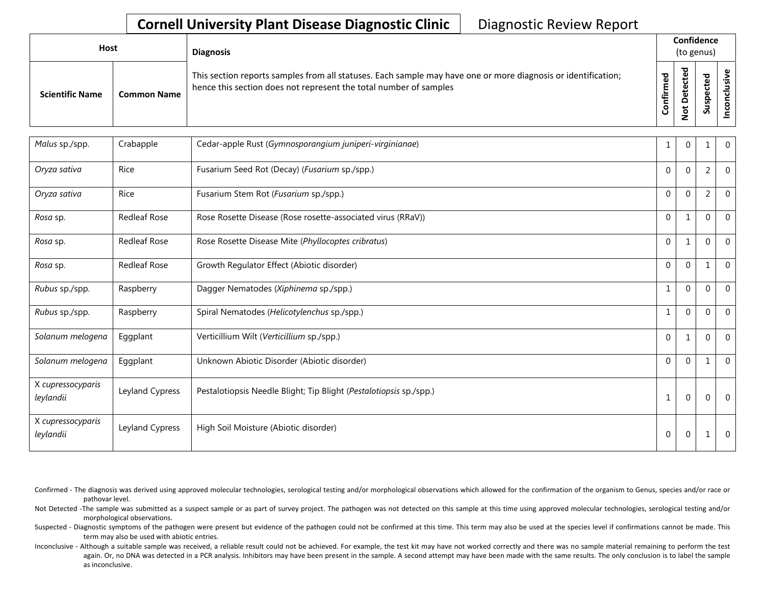# Cornell University Plant Disease Diagnostic Clinic

Diagnostic Review Report

| Host | | Diagnosis | Confidence (to genus) | | | |
|---|---|---|---|---|---|---|
| Scientific Name | Common Name | This section reports samples from all statuses. Each sample may have one or more diagnosis or identification; hence this section does not represent the total number of samples | Confirmed | Not Detected | Suspected | Inconclusive |
| *Malus* sp./spp. | Crabapple | Cedar-apple Rust (*Gymnosporangium juniperi-virginianae*) | 1 | 0 | 1 | 0 |
| *Oryza sativa* | Rice | Fusarium Seed Rot (Decay) (*Fusarium* sp./spp.) | 0 | 0 | 2 | 0 |
| *Oryza sativa* | Rice | Fusarium Stem Rot (*Fusarium* sp./spp.) | 0 | 0 | 2 | 0 |
| *Rosa* sp. | Redleaf Rose | Rose Rosette Disease (Rose rosette-associated virus (RRaV)) | 0 | 1 | 0 | 0 |
| *Rosa* sp. | Redleaf Rose | Rose Rosette Disease Mite (*Phyllocoptes cribratus*) | 0 | 1 | 0 | 0 |
| *Rosa* sp. | Redleaf Rose | Growth Regulator Effect (Abiotic disorder) | 0 | 0 | 1 | 0 |
| *Rubus* sp./spp. | Raspberry | Dagger Nematodes (*Xiphinema* sp./spp.) | 1 | 0 | 0 | 0 |
| *Rubus* sp./spp. | Raspberry | Spiral Nematodes (*Helicotylenchus* sp./spp.) | 1 | 0 | 0 | 0 |
| *Solanum melogena* | Eggplant | Verticillium Wilt (*Verticillium* sp./spp.) | 0 | 1 | 0 | 0 |
| *Solanum melogena* | Eggplant | Unknown Abiotic Disorder (Abiotic disorder) | 0 | 0 | 1 | 0 |
| X *cupressocyparis leylandii* | Leyland Cypress | Pestalotiopsis Needle Blight; Tip Blight (*Pestalotiopsis* sp./spp.) | 1 | 0 | 0 | 0 |
| X *cupressocyparis leylandii* | Leyland Cypress | High Soil Moisture (Abiotic disorder) | 0 | 0 | 1 | 0 |

Confirmed - The diagnosis was derived using approved molecular technologies, serological testing and/or morphological observations which allowed for the confirmation of the organism to Genus, species and/or race or pathovar level.

Not Detected -The sample was submitted as a suspect sample or as part of survey project. The pathogen was not detected on this sample at this time using approved molecular technologies, serological testing and/or morphological observations.

Suspected - Diagnostic symptoms of the pathogen were present but evidence of the pathogen could not be confirmed at this time. This term may also be used at the species level if confirmations cannot be made. This term may also be used with abiotic entries.

Inconclusive - Although a suitable sample was received, a reliable result could not be achieved. For example, the test kit may have not worked correctly and there was no sample material remaining to perform the test again. Or, no DNA was detected in a PCR analysis. Inhibitors may have been present in the sample. A second attempt may have been made with the same results. The only conclusion is to label the sample as inconclusive.